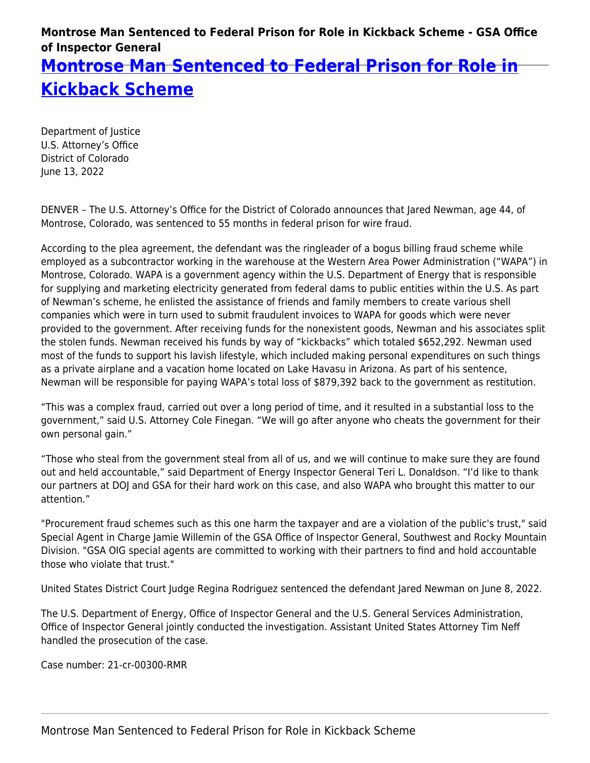**Montrose Man Sentenced to Federal Prison for Role in Kickback Scheme - GSA Office of Inspector General**

# Montrose Man Sentenced to Federal Prison for Role in Kickback Scheme

Department of Justice
U.S. Attorney's Office
District of Colorado
June 13, 2022

DENVER – The U.S. Attorney's Office for the District of Colorado announces that Jared Newman, age 44, of Montrose, Colorado, was sentenced to 55 months in federal prison for wire fraud.

According to the plea agreement, the defendant was the ringleader of a bogus billing fraud scheme while employed as a subcontractor working in the warehouse at the Western Area Power Administration ("WAPA") in Montrose, Colorado. WAPA is a government agency within the U.S. Department of Energy that is responsible for supplying and marketing electricity generated from federal dams to public entities within the U.S. As part of Newman's scheme, he enlisted the assistance of friends and family members to create various shell companies which were in turn used to submit fraudulent invoices to WAPA for goods which were never provided to the government. After receiving funds for the nonexistent goods, Newman and his associates split the stolen funds. Newman received his funds by way of "kickbacks" which totaled $652,292. Newman used most of the funds to support his lavish lifestyle, which included making personal expenditures on such things as a private airplane and a vacation home located on Lake Havasu in Arizona. As part of his sentence, Newman will be responsible for paying WAPA's total loss of $879,392 back to the government as restitution.

"This was a complex fraud, carried out over a long period of time, and it resulted in a substantial loss to the government," said U.S. Attorney Cole Finegan. "We will go after anyone who cheats the government for their own personal gain."

"Those who steal from the government steal from all of us, and we will continue to make sure they are found out and held accountable," said Department of Energy Inspector General Teri L. Donaldson. "I'd like to thank our partners at DOJ and GSA for their hard work on this case, and also WAPA who brought this matter to our attention."

"Procurement fraud schemes such as this one harm the taxpayer and are a violation of the public's trust," said Special Agent in Charge Jamie Willemin of the GSA Office of Inspector General, Southwest and Rocky Mountain Division. "GSA OIG special agents are committed to working with their partners to find and hold accountable those who violate that trust."

United States District Court Judge Regina Rodriguez sentenced the defendant Jared Newman on June 8, 2022.

The U.S. Department of Energy, Office of Inspector General and the U.S. General Services Administration, Office of Inspector General jointly conducted the investigation. Assistant United States Attorney Tim Neff handled the prosecution of the case.

Case number: 21-cr-00300-RMR